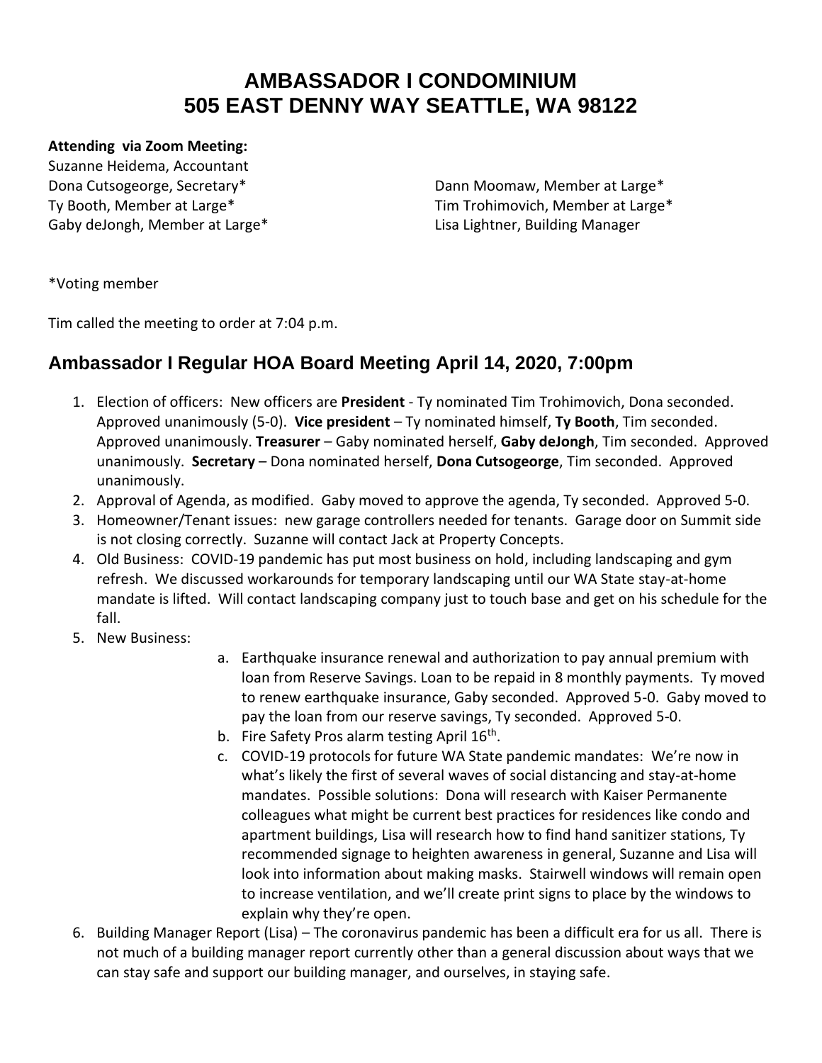# AMBASSADOR I CONDOMINIUM
# 505 EAST DENNY WAY SEATTLE, WA 98122

**Attending via Zoom Meeting:**

Suzanne Heidema, Accountant
Dona Cutsogeorge, Secretary*
Ty Booth, Member at Large*
Gaby deJongh, Member at Large*
Dann Moomaw, Member at Large*
Tim Trohimovich, Member at Large*
Lisa Lightner, Building Manager

*Voting member

Tim called the meeting to order at 7:04 p.m.

## Ambassador I Regular HOA Board Meeting April 14, 2020, 7:00pm

1. Election of officers: New officers are **President** - Ty nominated Tim Trohimovich, Dona seconded. Approved unanimously (5-0). **Vice president** – Ty nominated himself, **Ty Booth**, Tim seconded. Approved unanimously. **Treasurer** – Gaby nominated herself, **Gaby deJongh**, Tim seconded. Approved unanimously. **Secretary** – Dona nominated herself, **Dona Cutsogeorge**, Tim seconded. Approved unanimously.
2. Approval of Agenda, as modified. Gaby moved to approve the agenda, Ty seconded. Approved 5-0.
3. Homeowner/Tenant issues: new garage controllers needed for tenants. Garage door on Summit side is not closing correctly. Suzanne will contact Jack at Property Concepts.
4. Old Business: COVID-19 pandemic has put most business on hold, including landscaping and gym refresh. We discussed workarounds for temporary landscaping until our WA State stay-at-home mandate is lifted. Will contact landscaping company just to touch base and get on his schedule for the fall.
5. New Business:
   a. Earthquake insurance renewal and authorization to pay annual premium with loan from Reserve Savings. Loan to be repaid in 8 monthly payments. Ty moved to renew earthquake insurance, Gaby seconded. Approved 5-0. Gaby moved to pay the loan from our reserve savings, Ty seconded. Approved 5-0.
   b. Fire Safety Pros alarm testing April 16th.
   c. COVID-19 protocols for future WA State pandemic mandates: We're now in what's likely the first of several waves of social distancing and stay-at-home mandates. Possible solutions: Dona will research with Kaiser Permanente colleagues what might be current best practices for residences like condo and apartment buildings, Lisa will research how to find hand sanitizer stations, Ty recommended signage to heighten awareness in general, Suzanne and Lisa will look into information about making masks. Stairwell windows will remain open to increase ventilation, and we'll create print signs to place by the windows to explain why they're open.
6. Building Manager Report (Lisa) – The coronavirus pandemic has been a difficult era for us all. There is not much of a building manager report currently other than a general discussion about ways that we can stay safe and support our building manager, and ourselves, in staying safe.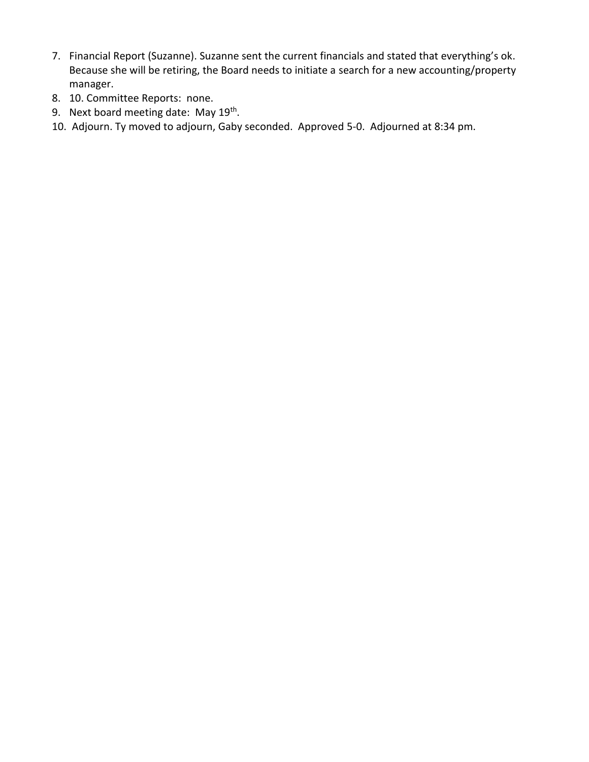7. Financial Report (Suzanne). Suzanne sent the current financials and stated that everything's ok. Because she will be retiring, the Board needs to initiate a search for a new accounting/property manager.
8. 10. Committee Reports: none.
9. Next board meeting date: May 19th.
10. Adjourn. Ty moved to adjourn, Gaby seconded. Approved 5-0. Adjourned at 8:34 pm.